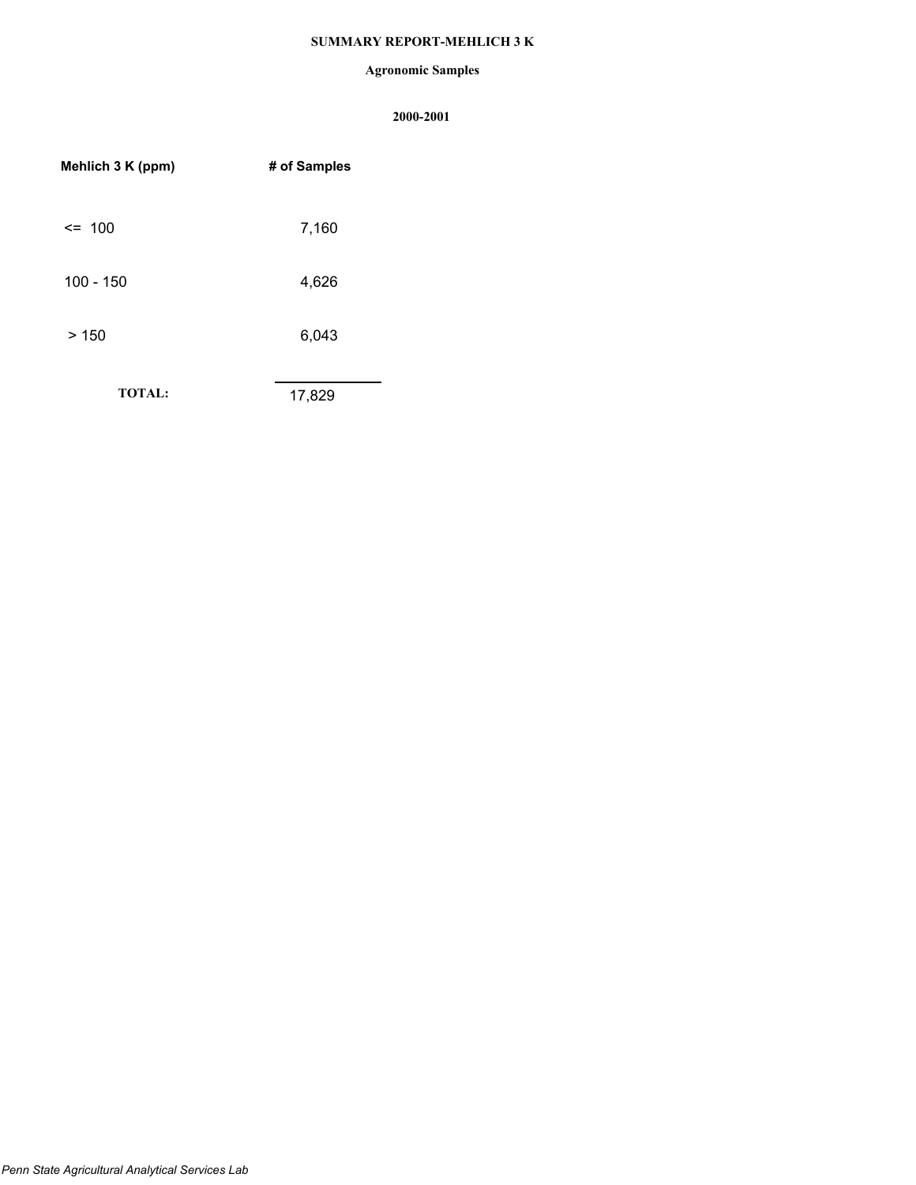# SUMMARY REPORT-MEHLICH 3 K

## Agronomic Samples

### 2000-2001

| Mehlich 3 K (ppm) | # of Samples |
|---|---|
| <= 100 | 7,160 |
| 100 - 150 | 4,626 |
| > 150 | 6,043 |
| **TOTAL:** | 17,829 |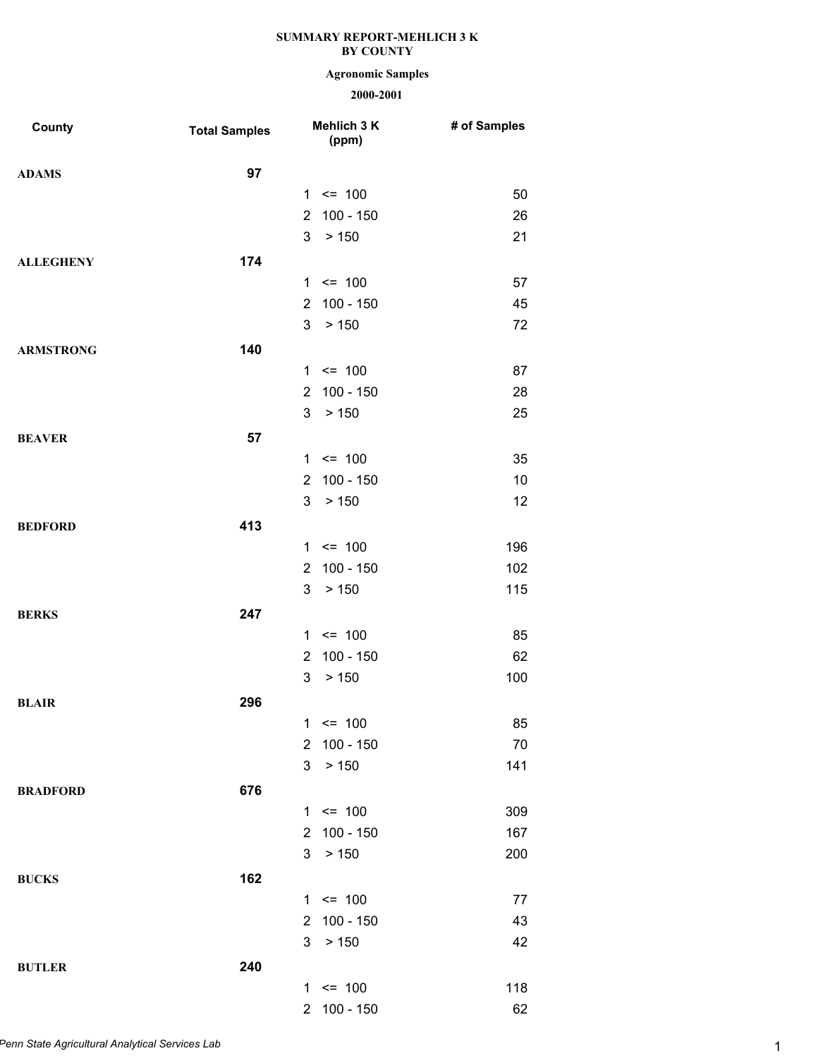**SUMMARY REPORT-MEHLICH 3 K**
**BY COUNTY**

**Agronomic Samples**

**2000-2001**

| County | Total Samples | Mehlich 3 K (ppm) | # of Samples |
|---|---|---|---|
| **ADAMS** | **97** | | |
| | | 1 <= 100 | 50 |
| | | 2 100 - 150 | 26 |
| | | 3 > 150 | 21 |
| **ALLEGHENY** | **174** | | |
| | | 1 <= 100 | 57 |
| | | 2 100 - 150 | 45 |
| | | 3 > 150 | 72 |
| **ARMSTRONG** | **140** | | |
| | | 1 <= 100 | 87 |
| | | 2 100 - 150 | 28 |
| | | 3 > 150 | 25 |
| **BEAVER** | **57** | | |
| | | 1 <= 100 | 35 |
| | | 2 100 - 150 | 10 |
| | | 3 > 150 | 12 |
| **BEDFORD** | **413** | | |
| | | 1 <= 100 | 196 |
| | | 2 100 - 150 | 102 |
| | | 3 > 150 | 115 |
| **BERKS** | **247** | | |
| | | 1 <= 100 | 85 |
| | | 2 100 - 150 | 62 |
| | | 3 > 150 | 100 |
| **BLAIR** | **296** | | |
| | | 1 <= 100 | 85 |
| | | 2 100 - 150 | 70 |
| | | 3 > 150 | 141 |
| **BRADFORD** | **676** | | |
| | | 1 <= 100 | 309 |
| | | 2 100 - 150 | 167 |
| | | 3 > 150 | 200 |
| **BUCKS** | **162** | | |
| | | 1 <= 100 | 77 |
| | | 2 100 - 150 | 43 |
| | | 3 > 150 | 42 |
| **BUTLER** | **240** | | |
| | | 1 <= 100 | 118 |
| | | 2 100 - 150 | 62 |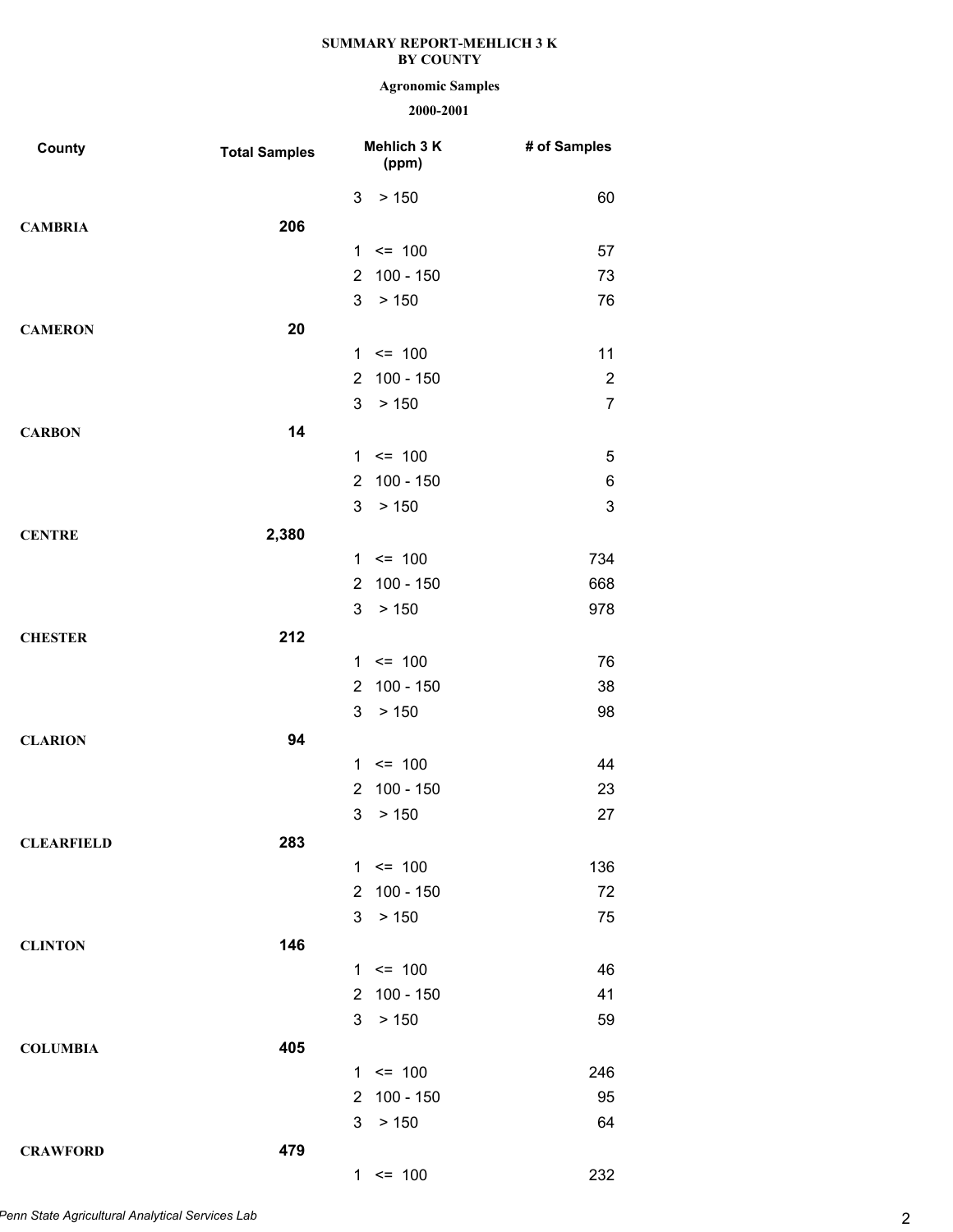**SUMMARY REPORT-MEHLICH 3 K**
**BY COUNTY**

**Agronomic Samples**

**2000-2001**

| County | Total Samples | Mehlich 3 K (ppm) | # of Samples |
|---|---|---|---|
| | | 3 > 150 | 60 |
| **CAMBRIA** | **206** | | |
| | | 1 <= 100 | 57 |
| | | 2 100 - 150 | 73 |
| | | 3 > 150 | 76 |
| **CAMERON** | **20** | | |
| | | 1 <= 100 | 11 |
| | | 2 100 - 150 | 2 |
| | | 3 > 150 | 7 |
| **CARBON** | **14** | | |
| | | 1 <= 100 | 5 |
| | | 2 100 - 150 | 6 |
| | | 3 > 150 | 3 |
| **CENTRE** | **2,380** | | |
| | | 1 <= 100 | 734 |
| | | 2 100 - 150 | 668 |
| | | 3 > 150 | 978 |
| **CHESTER** | **212** | | |
| | | 1 <= 100 | 76 |
| | | 2 100 - 150 | 38 |
| | | 3 > 150 | 98 |
| **CLARION** | **94** | | |
| | | 1 <= 100 | 44 |
| | | 2 100 - 150 | 23 |
| | | 3 > 150 | 27 |
| **CLEARFIELD** | **283** | | |
| | | 1 <= 100 | 136 |
| | | 2 100 - 150 | 72 |
| | | 3 > 150 | 75 |
| **CLINTON** | **146** | | |
| | | 1 <= 100 | 46 |
| | | 2 100 - 150 | 41 |
| | | 3 > 150 | 59 |
| **COLUMBIA** | **405** | | |
| | | 1 <= 100 | 246 |
| | | 2 100 - 150 | 95 |
| | | 3 > 150 | 64 |
| **CRAWFORD** | **479** | | |
| | | 1 <= 100 | 232 |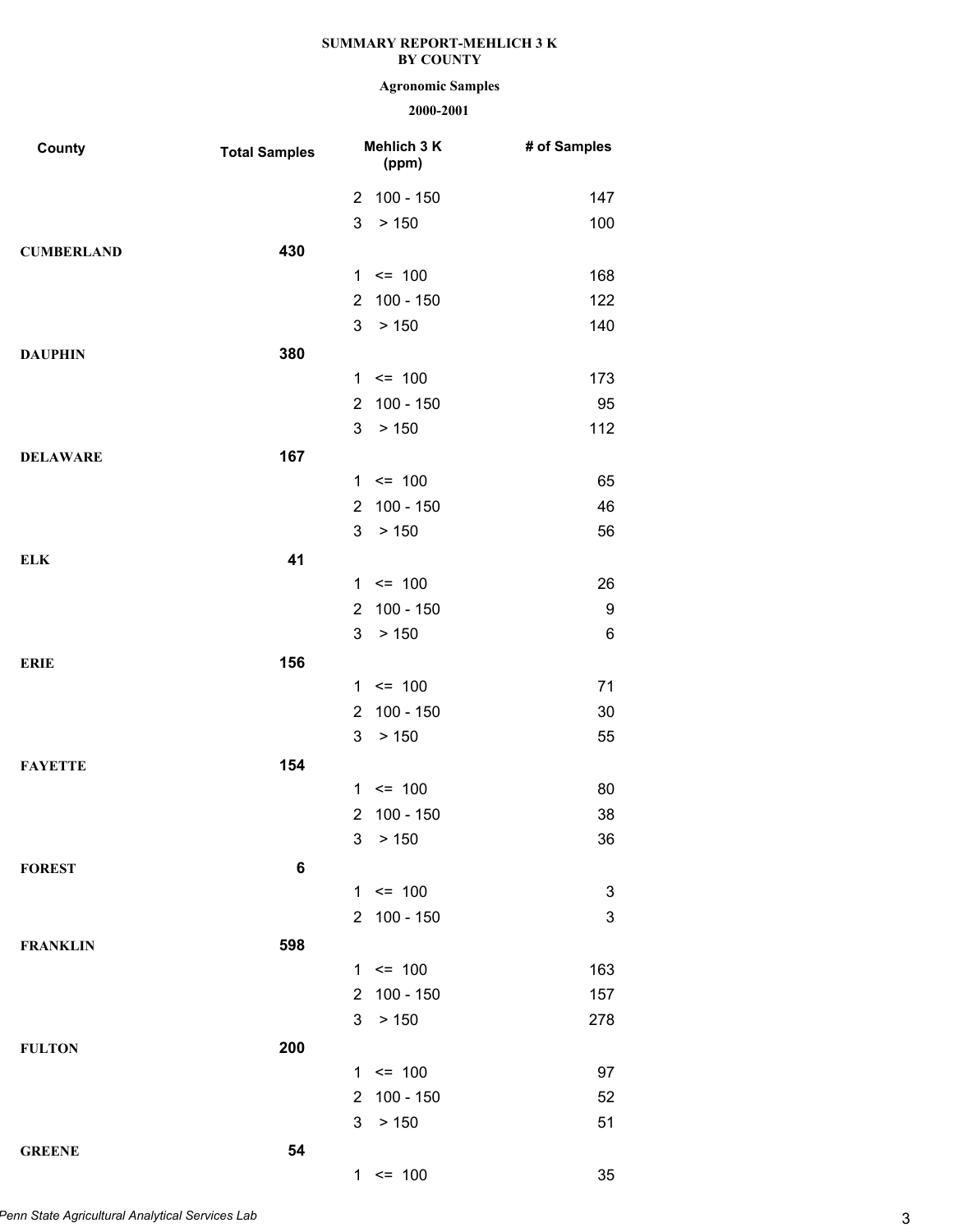**SUMMARY REPORT-MEHLICH 3 K**
**BY COUNTY**

**Agronomic Samples**

**2000-2001**

| County | Total Samples | Mehlich 3 K (ppm) | # of Samples |
|---|---|---|---|
| | | 2 100 - 150 | 147 |
| | | 3 > 150 | 100 |
| **CUMBERLAND** | **430** | | |
| | | 1 <= 100 | 168 |
| | | 2 100 - 150 | 122 |
| | | 3 > 150 | 140 |
| **DAUPHIN** | **380** | | |
| | | 1 <= 100 | 173 |
| | | 2 100 - 150 | 95 |
| | | 3 > 150 | 112 |
| **DELAWARE** | **167** | | |
| | | 1 <= 100 | 65 |
| | | 2 100 - 150 | 46 |
| | | 3 > 150 | 56 |
| **ELK** | **41** | | |
| | | 1 <= 100 | 26 |
| | | 2 100 - 150 | 9 |
| | | 3 > 150 | 6 |
| **ERIE** | **156** | | |
| | | 1 <= 100 | 71 |
| | | 2 100 - 150 | 30 |
| | | 3 > 150 | 55 |
| **FAYETTE** | **154** | | |
| | | 1 <= 100 | 80 |
| | | 2 100 - 150 | 38 |
| | | 3 > 150 | 36 |
| **FOREST** | **6** | | |
| | | 1 <= 100 | 3 |
| | | 2 100 - 150 | 3 |
| **FRANKLIN** | **598** | | |
| | | 1 <= 100 | 163 |
| | | 2 100 - 150 | 157 |
| | | 3 > 150 | 278 |
| **FULTON** | **200** | | |
| | | 1 <= 100 | 97 |
| | | 2 100 - 150 | 52 |
| | | 3 > 150 | 51 |
| **GREENE** | **54** | | |
| | | 1 <= 100 | 35 |

*Penn State Agricultural Analytical Services Lab*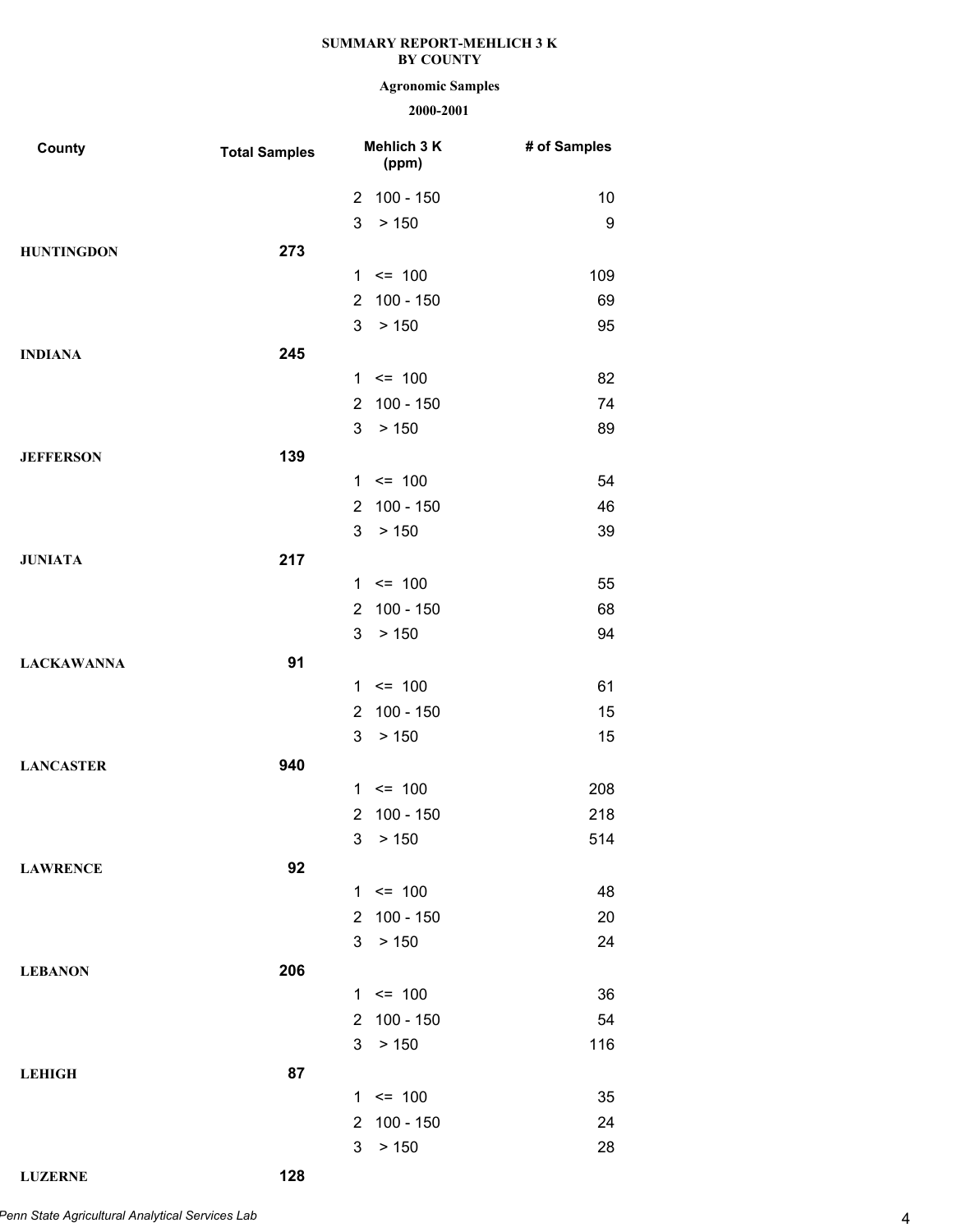**SUMMARY REPORT-MEHLICH 3 K**
**BY COUNTY**

**Agronomic Samples**

**2000-2001**

| County | Total Samples | Mehlich 3 K (ppm) | # of Samples |
|---|---|---|---|
| | | 2 100 - 150 | 10 |
| | | 3 > 150 | 9 |
| **HUNTINGDON** | **273** | | |
| | | 1 <= 100 | 109 |
| | | 2 100 - 150 | 69 |
| | | 3 > 150 | 95 |
| **INDIANA** | **245** | | |
| | | 1 <= 100 | 82 |
| | | 2 100 - 150 | 74 |
| | | 3 > 150 | 89 |
| **JEFFERSON** | **139** | | |
| | | 1 <= 100 | 54 |
| | | 2 100 - 150 | 46 |
| | | 3 > 150 | 39 |
| **JUNIATA** | **217** | | |
| | | 1 <= 100 | 55 |
| | | 2 100 - 150 | 68 |
| | | 3 > 150 | 94 |
| **LACKAWANNA** | **91** | | |
| | | 1 <= 100 | 61 |
| | | 2 100 - 150 | 15 |
| | | 3 > 150 | 15 |
| **LANCASTER** | **940** | | |
| | | 1 <= 100 | 208 |
| | | 2 100 - 150 | 218 |
| | | 3 > 150 | 514 |
| **LAWRENCE** | **92** | | |
| | | 1 <= 100 | 48 |
| | | 2 100 - 150 | 20 |
| | | 3 > 150 | 24 |
| **LEBANON** | **206** | | |
| | | 1 <= 100 | 36 |
| | | 2 100 - 150 | 54 |
| | | 3 > 150 | 116 |
| **LEHIGH** | **87** | | |
| | | 1 <= 100 | 35 |
| | | 2 100 - 150 | 24 |
| | | 3 > 150 | 28 |
| **LUZERNE** | **128** | | |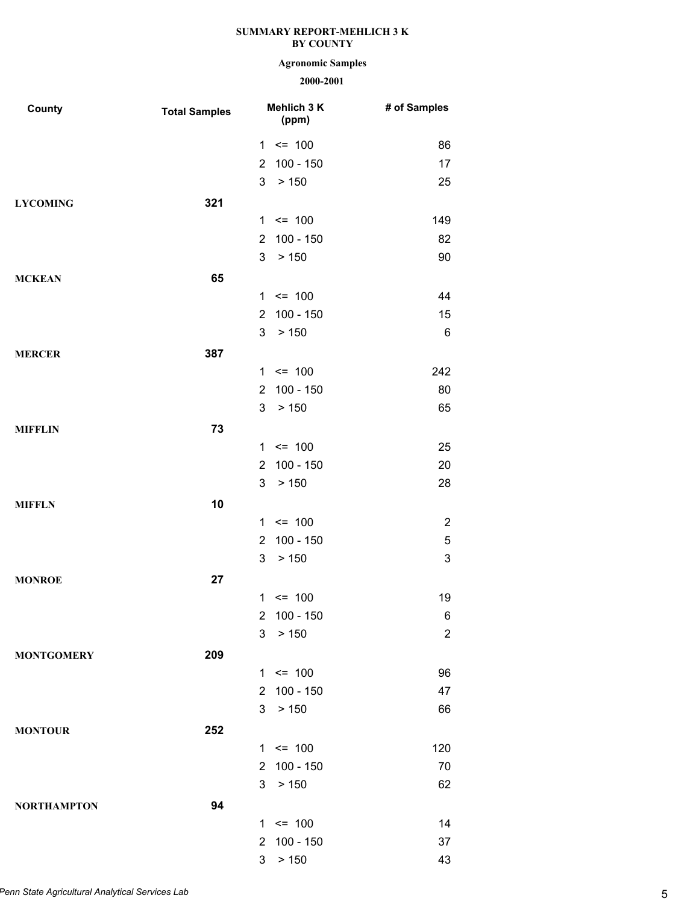**SUMMARY REPORT-MEHLICH 3 K**
**BY COUNTY**

**Agronomic Samples**

**2000-2001**

| County | Total Samples | Mehlich 3 K (ppm) | # of Samples |
|---|---|---|---|
| | | 1 <= 100 | 86 |
| | | 2 100 - 150 | 17 |
| | | 3 > 150 | 25 |
| **LYCOMING** | **321** | | |
| | | 1 <= 100 | 149 |
| | | 2 100 - 150 | 82 |
| | | 3 > 150 | 90 |
| **MCKEAN** | **65** | | |
| | | 1 <= 100 | 44 |
| | | 2 100 - 150 | 15 |
| | | 3 > 150 | 6 |
| **MERCER** | **387** | | |
| | | 1 <= 100 | 242 |
| | | 2 100 - 150 | 80 |
| | | 3 > 150 | 65 |
| **MIFFLIN** | **73** | | |
| | | 1 <= 100 | 25 |
| | | 2 100 - 150 | 20 |
| | | 3 > 150 | 28 |
| **MIFFLN** | **10** | | |
| | | 1 <= 100 | 2 |
| | | 2 100 - 150 | 5 |
| | | 3 > 150 | 3 |
| **MONROE** | **27** | | |
| | | 1 <= 100 | 19 |
| | | 2 100 - 150 | 6 |
| | | 3 > 150 | 2 |
| **MONTGOMERY** | **209** | | |
| | | 1 <= 100 | 96 |
| | | 2 100 - 150 | 47 |
| | | 3 > 150 | 66 |
| **MONTOUR** | **252** | | |
| | | 1 <= 100 | 120 |
| | | 2 100 - 150 | 70 |
| | | 3 > 150 | 62 |
| **NORTHAMPTON** | **94** | | |
| | | 1 <= 100 | 14 |
| | | 2 100 - 150 | 37 |
| | | 3 > 150 | 43 |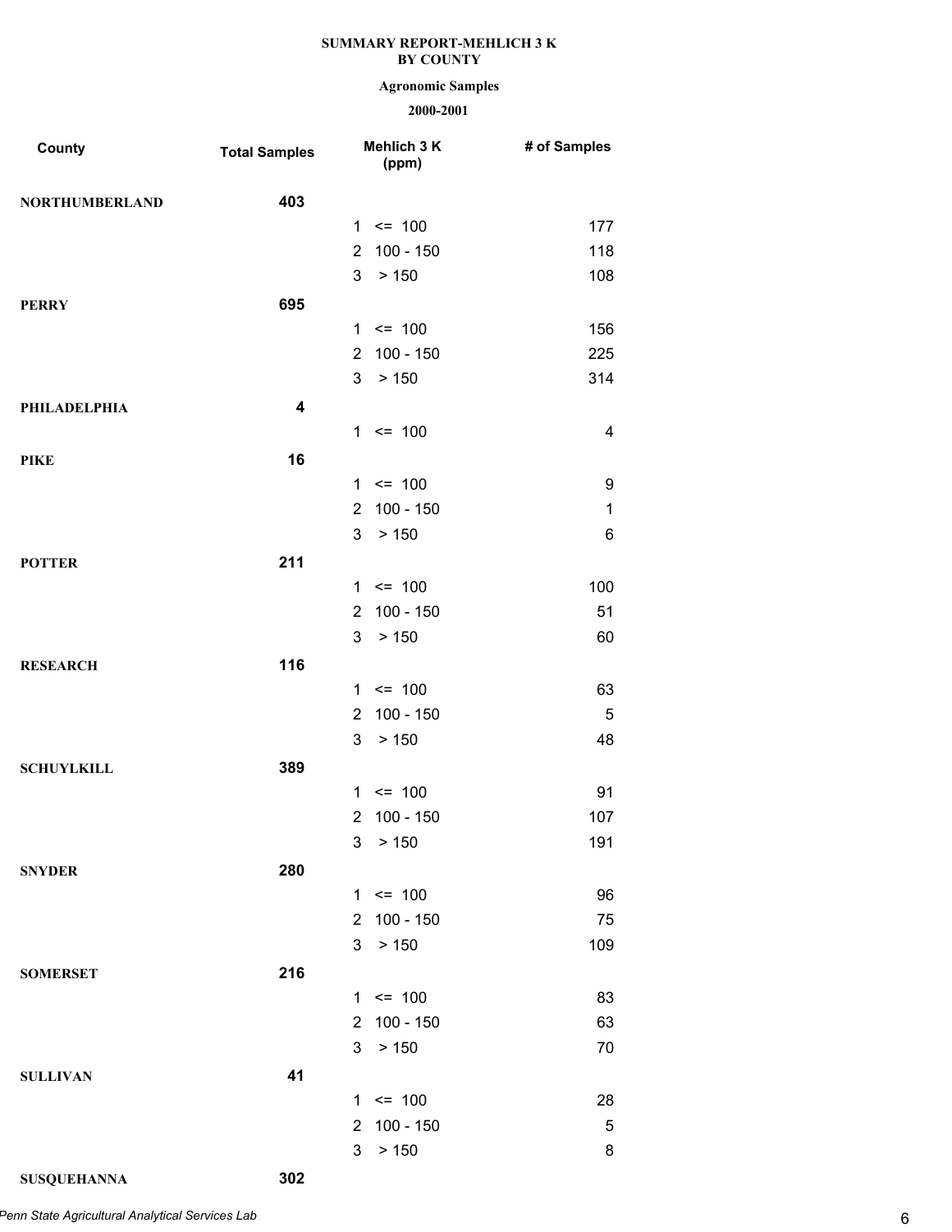**SUMMARY REPORT-MEHLICH 3 K**
**BY COUNTY**

**Agronomic Samples**

**2000-2001**

| County | Total Samples | Mehlich 3 K (ppm) | # of Samples |
|---|---|---|---|
| **NORTHUMBERLAND** | **403** | | |
| | | 1 <= 100 | 177 |
| | | 2 100 - 150 | 118 |
| | | 3 > 150 | 108 |
| **PERRY** | **695** | | |
| | | 1 <= 100 | 156 |
| | | 2 100 - 150 | 225 |
| | | 3 > 150 | 314 |
| **PHILADELPHIA** | **4** | | |
| | | 1 <= 100 | 4 |
| **PIKE** | **16** | | |
| | | 1 <= 100 | 9 |
| | | 2 100 - 150 | 1 |
| | | 3 > 150 | 6 |
| **POTTER** | **211** | | |
| | | 1 <= 100 | 100 |
| | | 2 100 - 150 | 51 |
| | | 3 > 150 | 60 |
| **RESEARCH** | **116** | | |
| | | 1 <= 100 | 63 |
| | | 2 100 - 150 | 5 |
| | | 3 > 150 | 48 |
| **SCHUYLKILL** | **389** | | |
| | | 1 <= 100 | 91 |
| | | 2 100 - 150 | 107 |
| | | 3 > 150 | 191 |
| **SNYDER** | **280** | | |
| | | 1 <= 100 | 96 |
| | | 2 100 - 150 | 75 |
| | | 3 > 150 | 109 |
| **SOMERSET** | **216** | | |
| | | 1 <= 100 | 83 |
| | | 2 100 - 150 | 63 |
| | | 3 > 150 | 70 |
| **SULLIVAN** | **41** | | |
| | | 1 <= 100 | 28 |
| | | 2 100 - 150 | 5 |
| | | 3 > 150 | 8 |
| **SUSQUEHANNA** | **302** | | |

*Penn State Agricultural Analytical Services Lab*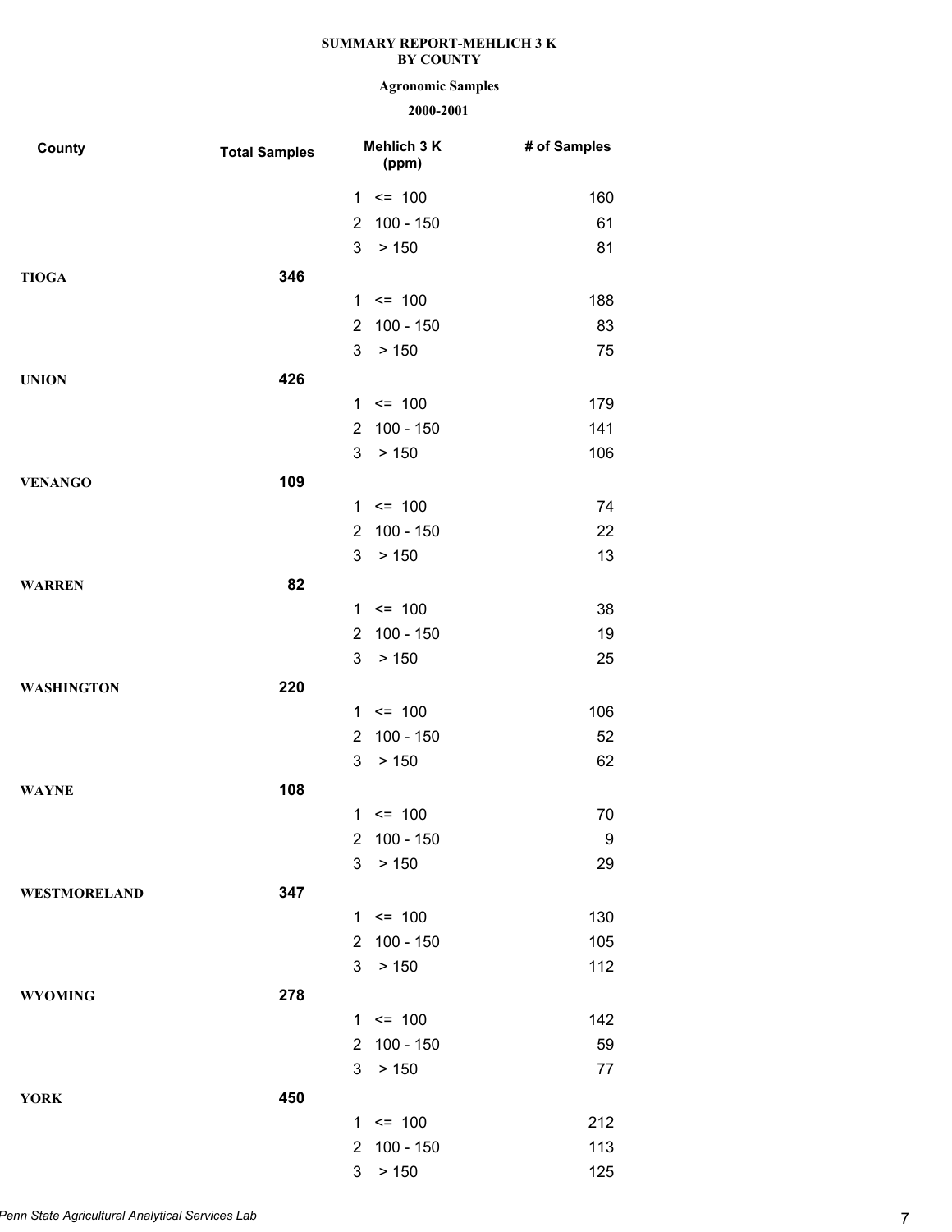**SUMMARY REPORT-MEHLICH 3 K BY COUNTY**

**Agronomic Samples**

**2000-2001**

| County | Total Samples | Mehlich 3 K (ppm) | # of Samples |
|---|---|---|---|
| | | 1 <= 100 | 160 |
| | | 2 100 - 150 | 61 |
| | | 3 > 150 | 81 |
| **TIOGA** | **346** | | |
| | | 1 <= 100 | 188 |
| | | 2 100 - 150 | 83 |
| | | 3 > 150 | 75 |
| **UNION** | **426** | | |
| | | 1 <= 100 | 179 |
| | | 2 100 - 150 | 141 |
| | | 3 > 150 | 106 |
| **VENANGO** | **109** | | |
| | | 1 <= 100 | 74 |
| | | 2 100 - 150 | 22 |
| | | 3 > 150 | 13 |
| **WARREN** | **82** | | |
| | | 1 <= 100 | 38 |
| | | 2 100 - 150 | 19 |
| | | 3 > 150 | 25 |
| **WASHINGTON** | **220** | | |
| | | 1 <= 100 | 106 |
| | | 2 100 - 150 | 52 |
| | | 3 > 150 | 62 |
| **WAYNE** | **108** | | |
| | | 1 <= 100 | 70 |
| | | 2 100 - 150 | 9 |
| | | 3 > 150 | 29 |
| **WESTMORELAND** | **347** | | |
| | | 1 <= 100 | 130 |
| | | 2 100 - 150 | 105 |
| | | 3 > 150 | 112 |
| **WYOMING** | **278** | | |
| | | 1 <= 100 | 142 |
| | | 2 100 - 150 | 59 |
| | | 3 > 150 | 77 |
| **YORK** | **450** | | |
| | | 1 <= 100 | 212 |
| | | 2 100 - 150 | 113 |
| | | 3 > 150 | 125 |

*Penn State Agricultural Analytical Services Lab*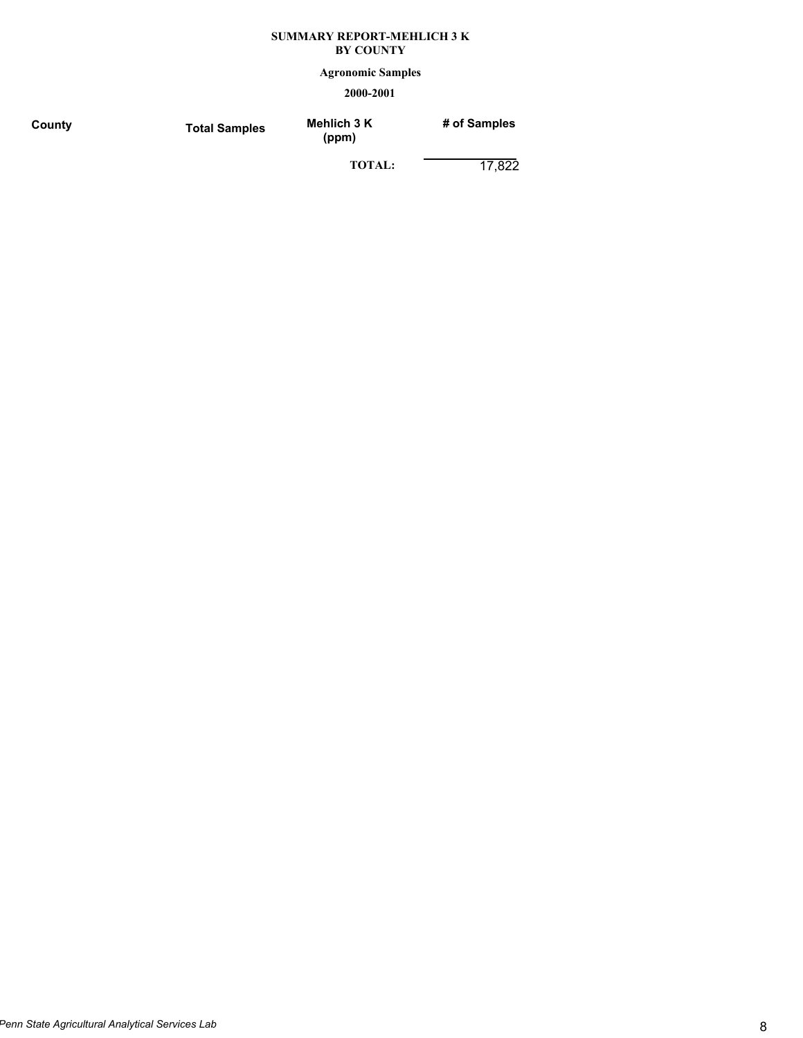# SUMMARY REPORT-MEHLICH 3 K
## BY COUNTY

### Agronomic Samples

### 2000-2001

| County | Total Samples | Mehlich 3 K (ppm) | # of Samples |
|---|---|---|---|
| | | **TOTAL:** | 17,822 |